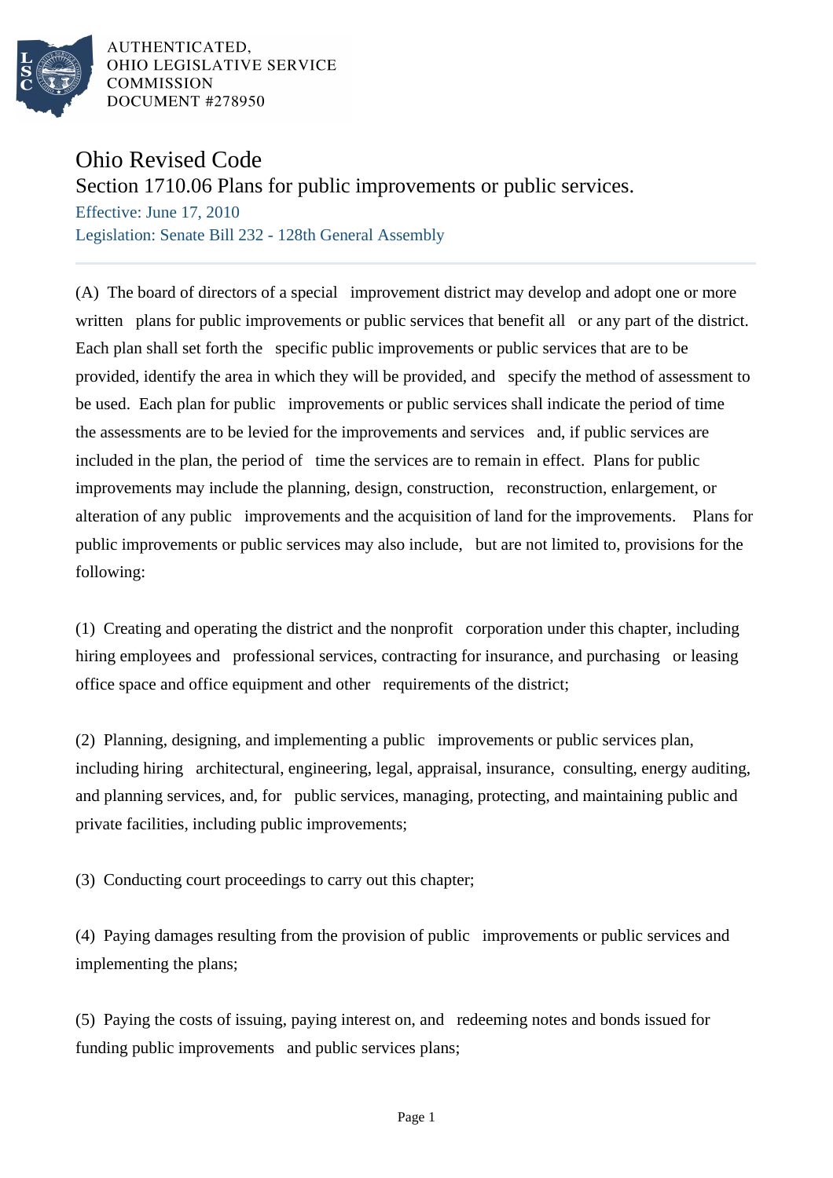AUTHENTICATED,
OHIO LEGISLATIVE SERVICE
COMMISSION
DOCUMENT #278950

# Ohio Revised Code

## Section 1710.06 Plans for public improvements or public services.

Effective: June 17, 2010

Legislation: Senate Bill 232 - 128th General Assembly

(A) The board of directors of a special improvement district may develop and adopt one or more written plans for public improvements or public services that benefit all or any part of the district. Each plan shall set forth the specific public improvements or public services that are to be provided, identify the area in which they will be provided, and specify the method of assessment to be used. Each plan for public improvements or public services shall indicate the period of time the assessments are to be levied for the improvements and services and, if public services are included in the plan, the period of time the services are to remain in effect. Plans for public improvements may include the planning, design, construction, reconstruction, enlargement, or alteration of any public improvements and the acquisition of land for the improvements. Plans for public improvements or public services may also include, but are not limited to, provisions for the following:

(1) Creating and operating the district and the nonprofit corporation under this chapter, including hiring employees and professional services, contracting for insurance, and purchasing or leasing office space and office equipment and other requirements of the district;

(2) Planning, designing, and implementing a public improvements or public services plan, including hiring architectural, engineering, legal, appraisal, insurance, consulting, energy auditing, and planning services, and, for public services, managing, protecting, and maintaining public and private facilities, including public improvements;

(3) Conducting court proceedings to carry out this chapter;

(4) Paying damages resulting from the provision of public improvements or public services and implementing the plans;

(5) Paying the costs of issuing, paying interest on, and redeeming notes and bonds issued for funding public improvements and public services plans;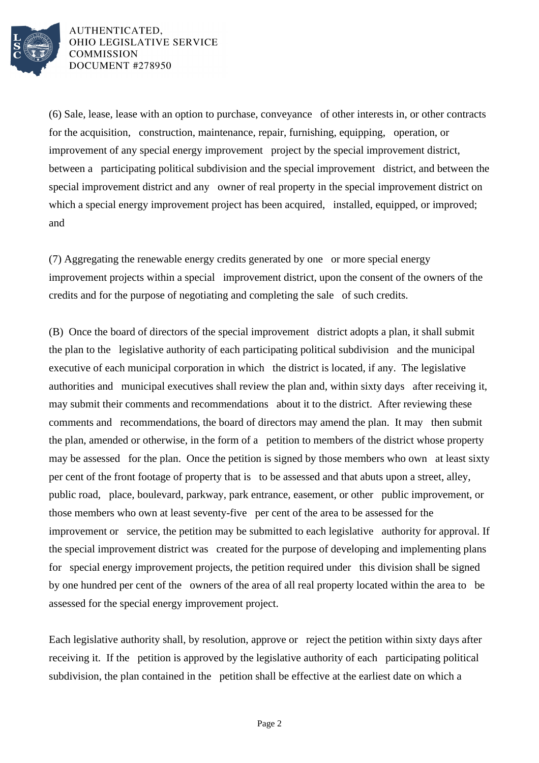(6) Sale, lease, lease with an option to purchase, conveyance of other interests in, or other contracts for the acquisition, construction, maintenance, repair, furnishing, equipping, operation, or improvement of any special energy improvement project by the special improvement district, between a participating political subdivision and the special improvement district, and between the special improvement district and any owner of real property in the special improvement district on which a special energy improvement project has been acquired, installed, equipped, or improved; and

(7) Aggregating the renewable energy credits generated by one or more special energy improvement projects within a special improvement district, upon the consent of the owners of the credits and for the purpose of negotiating and completing the sale of such credits.

(B) Once the board of directors of the special improvement district adopts a plan, it shall submit the plan to the legislative authority of each participating political subdivision and the municipal executive of each municipal corporation in which the district is located, if any. The legislative authorities and municipal executives shall review the plan and, within sixty days after receiving it, may submit their comments and recommendations about it to the district. After reviewing these comments and recommendations, the board of directors may amend the plan. It may then submit the plan, amended or otherwise, in the form of a petition to members of the district whose property may be assessed for the plan. Once the petition is signed by those members who own at least sixty per cent of the front footage of property that is to be assessed and that abuts upon a street, alley, public road, place, boulevard, parkway, park entrance, easement, or other public improvement, or those members who own at least seventy-five per cent of the area to be assessed for the improvement or service, the petition may be submitted to each legislative authority for approval. If the special improvement district was created for the purpose of developing and implementing plans for special energy improvement projects, the petition required under this division shall be signed by one hundred per cent of the owners of the area of all real property located within the area to be assessed for the special energy improvement project.

Each legislative authority shall, by resolution, approve or reject the petition within sixty days after receiving it. If the petition is approved by the legislative authority of each participating political subdivision, the plan contained in the petition shall be effective at the earliest date on which a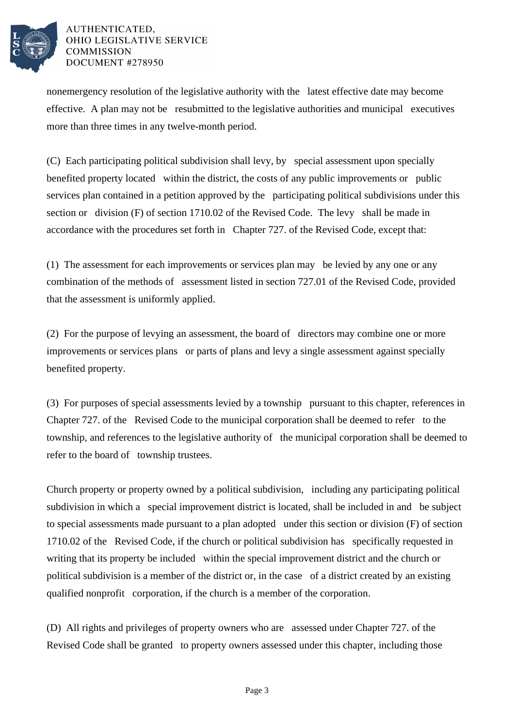nonemergency resolution of the legislative authority with the latest effective date may become effective. A plan may not be resubmitted to the legislative authorities and municipal executives more than three times in any twelve-month period.

(C) Each participating political subdivision shall levy, by special assessment upon specially benefited property located within the district, the costs of any public improvements or public services plan contained in a petition approved by the participating political subdivisions under this section or division (F) of section 1710.02 of the Revised Code. The levy shall be made in accordance with the procedures set forth in Chapter 727. of the Revised Code, except that:

(1) The assessment for each improvements or services plan may be levied by any one or any combination of the methods of assessment listed in section 727.01 of the Revised Code, provided that the assessment is uniformly applied.

(2) For the purpose of levying an assessment, the board of directors may combine one or more improvements or services plans or parts of plans and levy a single assessment against specially benefited property.

(3) For purposes of special assessments levied by a township pursuant to this chapter, references in Chapter 727. of the Revised Code to the municipal corporation shall be deemed to refer to the township, and references to the legislative authority of the municipal corporation shall be deemed to refer to the board of township trustees.

Church property or property owned by a political subdivision, including any participating political subdivision in which a special improvement district is located, shall be included in and be subject to special assessments made pursuant to a plan adopted under this section or division (F) of section 1710.02 of the Revised Code, if the church or political subdivision has specifically requested in writing that its property be included within the special improvement district and the church or political subdivision is a member of the district or, in the case of a district created by an existing qualified nonprofit corporation, if the church is a member of the corporation.

(D) All rights and privileges of property owners who are assessed under Chapter 727. of the Revised Code shall be granted to property owners assessed under this chapter, including those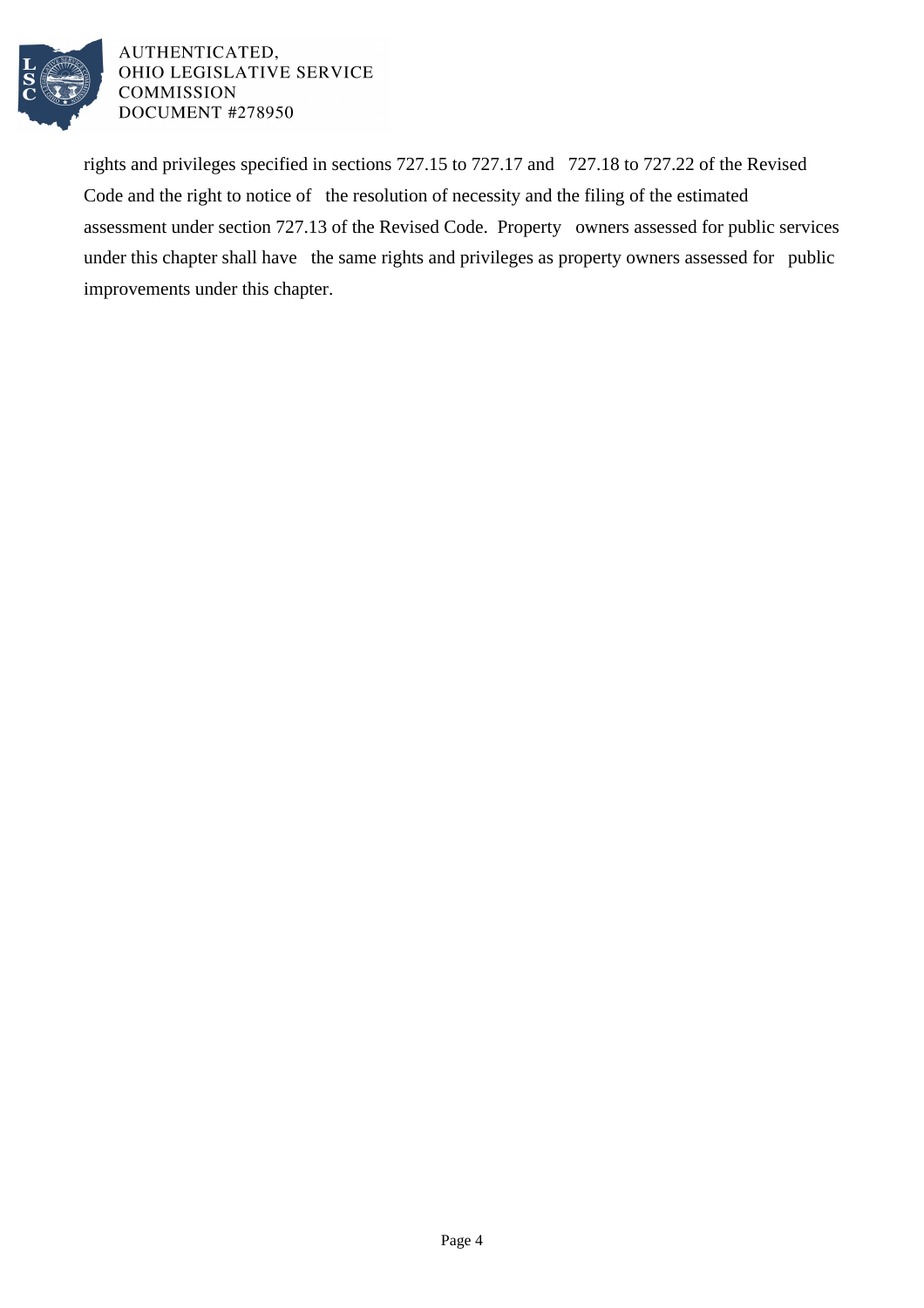rights and privileges specified in sections 727.15 to 727.17 and 727.18 to 727.22 of the Revised Code and the right to notice of the resolution of necessity and the filing of the estimated assessment under section 727.13 of the Revised Code. Property owners assessed for public services under this chapter shall have the same rights and privileges as property owners assessed for public improvements under this chapter.